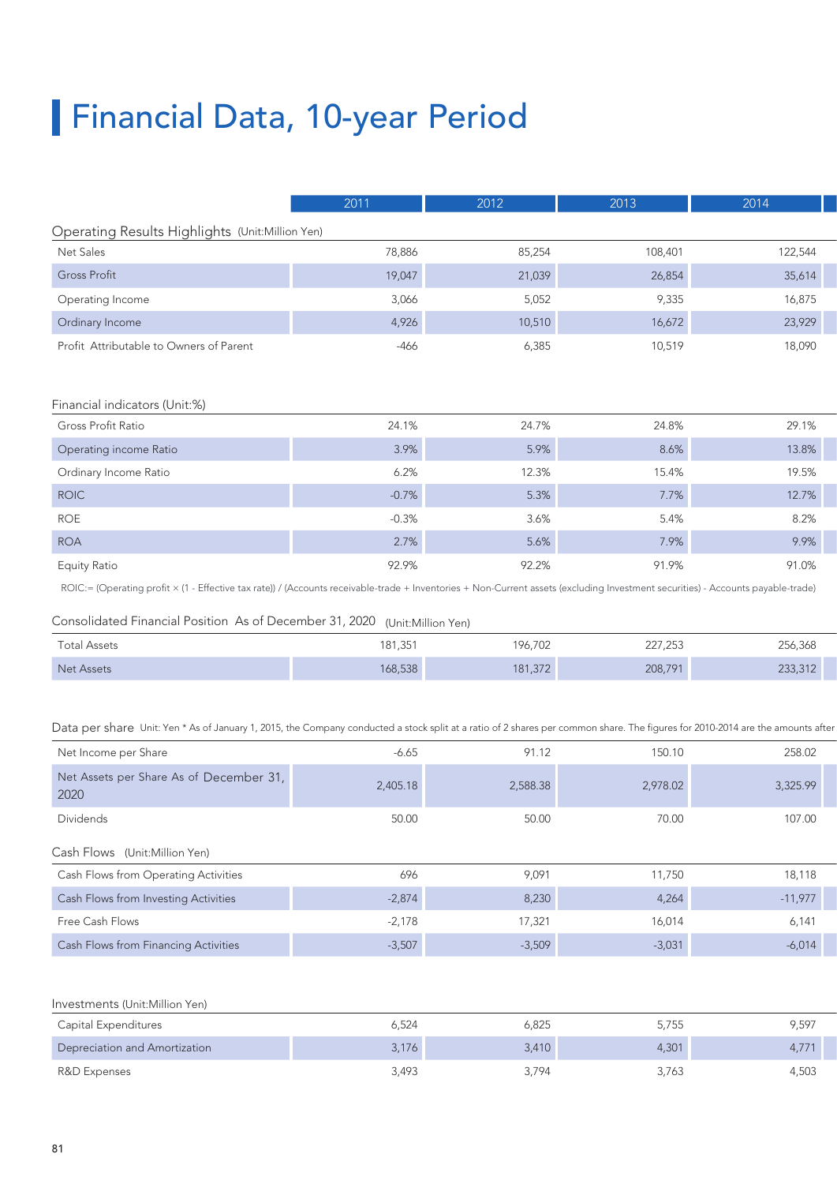# Financial Data, 10-year Period

| | 2011 | 2012 | 2013 | 2014 |
|---|---|---|---|---|
| **Operating Results Highlights** (Unit:Million Yen) | | | | |
| Net Sales | 78,886 | 85,254 | 108,401 | 122,544 |
| Gross Profit | 19,047 | 21,039 | 26,854 | 35,614 |
| Operating Income | 3,066 | 5,052 | 9,335 | 16,875 |
| Ordinary Income | 4,926 | 10,510 | 16,672 | 23,929 |
| Profit Attributable to Owners of Parent | -466 | 6,385 | 10,519 | 18,090 |

Financial indicators (Unit:%)

| | 2011 | 2012 | 2013 | 2014 |
|---|---|---|---|---|
| Gross Profit Ratio | 24.1% | 24.7% | 24.8% | 29.1% |
| Operating income Ratio | 3.9% | 5.9% | 8.6% | 13.8% |
| Ordinary Income Ratio | 6.2% | 12.3% | 15.4% | 19.5% |
| ROIC | -0.7% | 5.3% | 7.7% | 12.7% |
| ROE | -0.3% | 3.6% | 5.4% | 8.2% |
| ROA | 2.7% | 5.6% | 7.9% | 9.9% |
| Equity Ratio | 92.9% | 92.2% | 91.9% | 91.0% |

ROIC:= (Operating profit × (1 - Effective tax rate)) / (Accounts receivable-trade + Inventories + Non-Current assets (excluding Investment securities) - Accounts payable-trade)

Consolidated Financial Position As of December 31, 2020 (Unit:Million Yen)

| | 2011 | 2012 | 2013 | 2014 |
|---|---|---|---|---|
| Total Assets | 181,351 | 196,702 | 227,253 | 256,368 |
| Net Assets | 168,538 | 181,372 | 208,791 | 233,312 |

Data per share Unit: Yen * As of January 1, 2015, the Company conducted a stock split at a ratio of 2 shares per common share. The figures for 2010-2014 are the amounts after

| | 2011 | 2012 | 2013 | 2014 |
|---|---|---|---|---|
| Net Income per Share | -6.65 | 91.12 | 150.10 | 258.02 |
| Net Assets per Share As of December 31, 2020 | 2,405.18 | 2,588.38 | 2,978.02 | 3,325.99 |
| Dividends | 50.00 | 50.00 | 70.00 | 107.00 |

Cash Flows (Unit:Million Yen)

| | 2011 | 2012 | 2013 | 2014 |
|---|---|---|---|---|
| Cash Flows from Operating Activities | 696 | 9,091 | 11,750 | 18,118 |
| Cash Flows from Investing Activities | -2,874 | 8,230 | 4,264 | -11,977 |
| Free Cash Flows | -2,178 | 17,321 | 16,014 | 6,141 |
| Cash Flows from Financing Activities | -3,507 | -3,509 | -3,031 | -6,014 |

Investments (Unit:Million Yen)

| | 2011 | 2012 | 2013 | 2014 |
|---|---|---|---|---|
| Capital Expenditures | 6,524 | 6,825 | 5,755 | 9,597 |
| Depreciation and Amortization | 3,176 | 3,410 | 4,301 | 4,771 |
| R&D Expenses | 3,493 | 3,794 | 3,763 | 4,503 |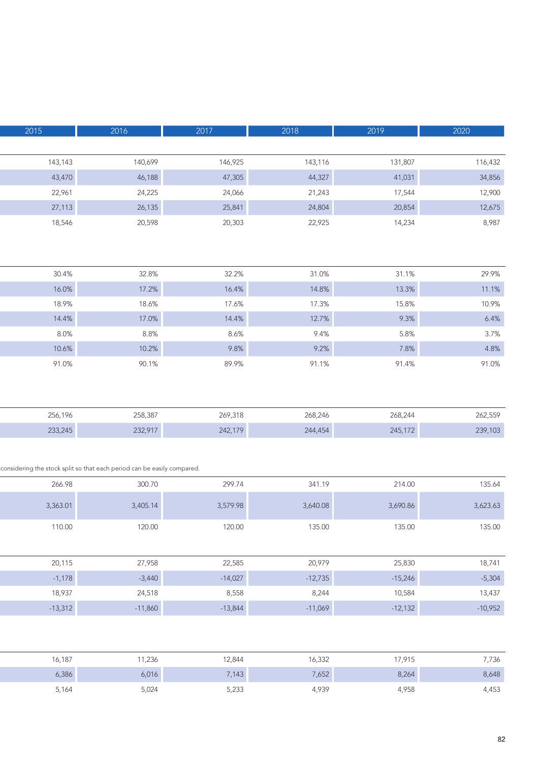| 2015 | 2016 | 2017 | 2018 | 2019 | 2020 |
|---|---|---|---|---|---|
| 143,143 | 140,699 | 146,925 | 143,116 | 131,807 | 116,432 |
| 43,470 | 46,188 | 47,305 | 44,327 | 41,031 | 34,856 |
| 22,961 | 24,225 | 24,066 | 21,243 | 17,544 | 12,900 |
| 27,113 | 26,135 | 25,841 | 24,804 | 20,854 | 12,675 |
| 18,546 | 20,598 | 20,303 | 22,925 | 14,234 | 8,987 |

| 2015 | 2016 | 2017 | 2018 | 2019 | 2020 |
|---|---|---|---|---|---|
| 30.4% | 32.8% | 32.2% | 31.0% | 31.1% | 29.9% |
| 16.0% | 17.2% | 16.4% | 14.8% | 13.3% | 11.1% |
| 18.9% | 18.6% | 17.6% | 17.3% | 15.8% | 10.9% |
| 14.4% | 17.0% | 14.4% | 12.7% | 9.3% | 6.4% |
| 8.0% | 8.8% | 8.6% | 9.4% | 5.8% | 3.7% |
| 10.6% | 10.2% | 9.8% | 9.2% | 7.8% | 4.8% |
| 91.0% | 90.1% | 89.9% | 91.1% | 91.4% | 91.0% |

| 2015 | 2016 | 2017 | 2018 | 2019 | 2020 |
|---|---|---|---|---|---|
| 256,196 | 258,387 | 269,318 | 268,246 | 268,244 | 262,559 |
| 233,245 | 232,917 | 242,179 | 244,454 | 245,172 | 239,103 |

considering the stock split so that each period can be easily compared.

| 2015 | 2016 | 2017 | 2018 | 2019 | 2020 |
|---|---|---|---|---|---|
| 266.98 | 300.70 | 299.74 | 341.19 | 214.00 | 135.64 |
| 3,363.01 | 3,405.14 | 3,579.98 | 3,640.08 | 3,690.86 | 3,623.63 |
| 110.00 | 120.00 | 120.00 | 135.00 | 135.00 | 135.00 |

| 2015 | 2016 | 2017 | 2018 | 2019 | 2020 |
|---|---|---|---|---|---|
| 20,115 | 27,958 | 22,585 | 20,979 | 25,830 | 18,741 |
| -1,178 | -3,440 | -14,027 | -12,735 | -15,246 | -5,304 |
| 18,937 | 24,518 | 8,558 | 8,244 | 10,584 | 13,437 |
| -13,312 | -11,860 | -13,844 | -11,069 | -12,132 | -10,952 |

| 2015 | 2016 | 2017 | 2018 | 2019 | 2020 |
|---|---|---|---|---|---|
| 16,187 | 11,236 | 12,844 | 16,332 | 17,915 | 7,736 |
| 6,386 | 6,016 | 7,143 | 7,652 | 8,264 | 8,648 |
| 5,164 | 5,024 | 5,233 | 4,939 | 4,958 | 4,453 |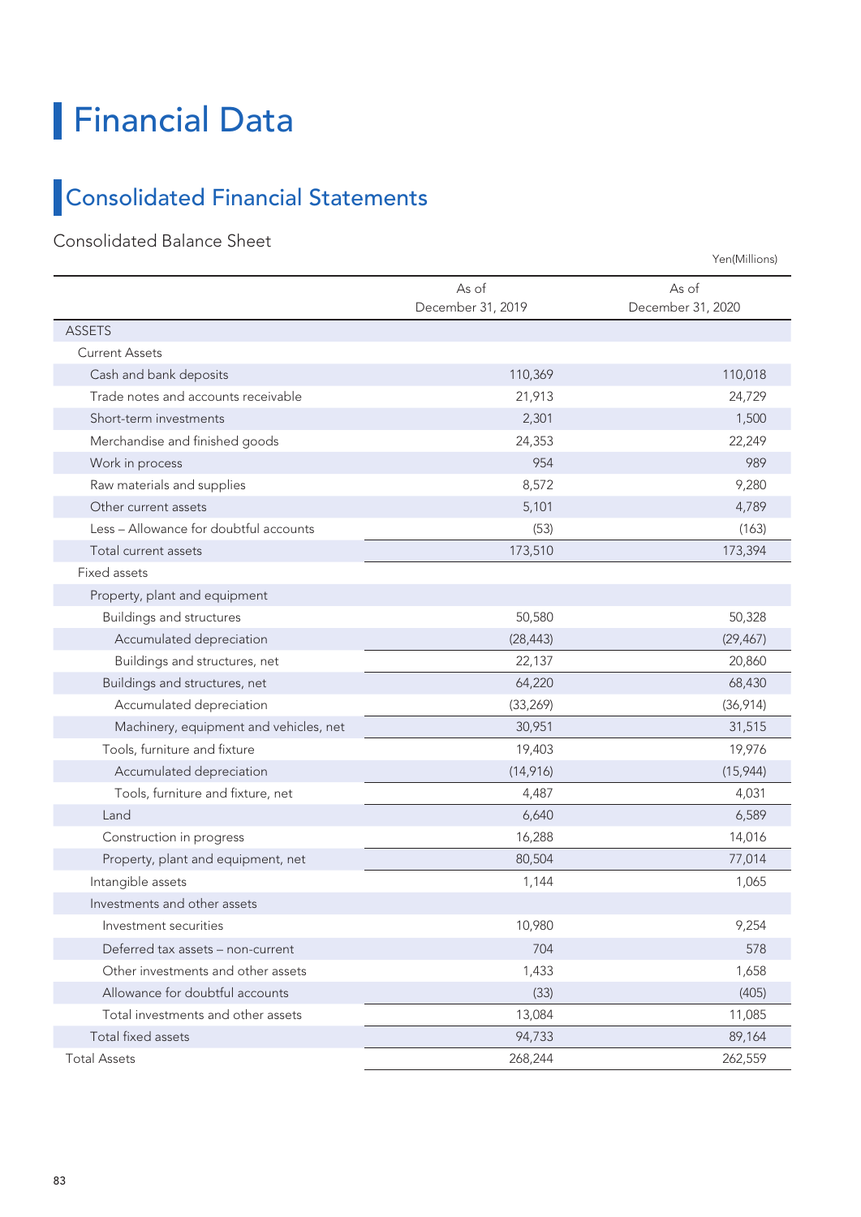# Financial Data

## Consolidated Financial Statements

### Consolidated Balance Sheet

Yen(Millions)

| | As of December 31, 2019 | As of December 31, 2020 |
|---|---|---|
| ASSETS | | |
| Current Assets | | |
| Cash and bank deposits | 110,369 | 110,018 |
| Trade notes and accounts receivable | 21,913 | 24,729 |
| Short-term investments | 2,301 | 1,500 |
| Merchandise and finished goods | 24,353 | 22,249 |
| Work in process | 954 | 989 |
| Raw materials and supplies | 8,572 | 9,280 |
| Other current assets | 5,101 | 4,789 |
| Less – Allowance for doubtful accounts | (53) | (163) |
| Total current assets | 173,510 | 173,394 |
| Fixed assets | | |
| Property, plant and equipment | | |
| Buildings and structures | 50,580 | 50,328 |
| Accumulated depreciation | (28,443) | (29,467) |
| Buildings and structures, net | 22,137 | 20,860 |
| Buildings and structures, net | 64,220 | 68,430 |
| Accumulated depreciation | (33,269) | (36,914) |
| Machinery, equipment and vehicles, net | 30,951 | 31,515 |
| Tools, furniture and fixture | 19,403 | 19,976 |
| Accumulated depreciation | (14,916) | (15,944) |
| Tools, furniture and fixture, net | 4,487 | 4,031 |
| Land | 6,640 | 6,589 |
| Construction in progress | 16,288 | 14,016 |
| Property, plant and equipment, net | 80,504 | 77,014 |
| Intangible assets | 1,144 | 1,065 |
| Investments and other assets | | |
| Investment securities | 10,980 | 9,254 |
| Deferred tax assets – non-current | 704 | 578 |
| Other investments and other assets | 1,433 | 1,658 |
| Allowance for doubtful accounts | (33) | (405) |
| Total investments and other assets | 13,084 | 11,085 |
| Total fixed assets | 94,733 | 89,164 |
| Total Assets | 268,244 | 262,559 |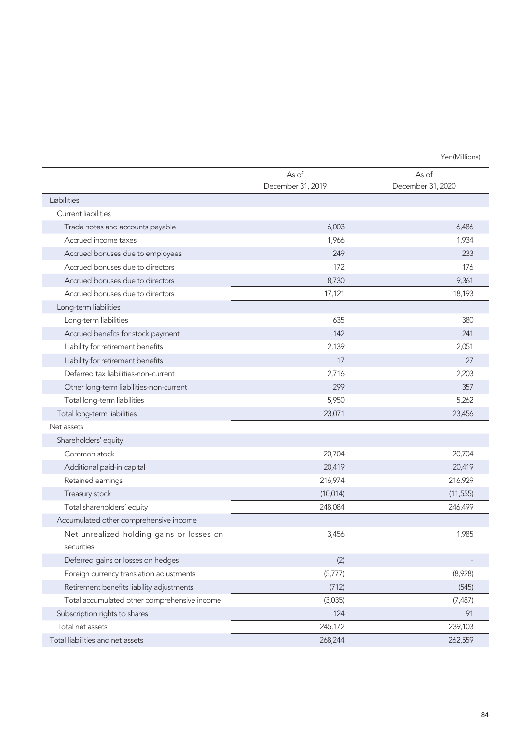Yen(Millions)

| | As of December 31, 2019 | As of December 31, 2020 |
|---|---|---|
| Liabilities | | |
| Current liabilities | | |
| Trade notes and accounts payable | 6,003 | 6,486 |
| Accrued income taxes | 1,966 | 1,934 |
| Accrued bonuses due to employees | 249 | 233 |
| Accrued bonuses due to directors | 172 | 176 |
| Accrued bonuses due to directors | 8,730 | 9,361 |
| Accrued bonuses due to directors | 17,121 | 18,193 |
| Long-term liabilities | | |
| Long-term liabilities | 635 | 380 |
| Accrued benefits for stock payment | 142 | 241 |
| Liability for retirement benefits | 2,139 | 2,051 |
| Liability for retirement benefits | 17 | 27 |
| Deferred tax liabilities-non-current | 2,716 | 2,203 |
| Other long-term liabilities-non-current | 299 | 357 |
| Total long-term liabilities | 5,950 | 5,262 |
| Total long-term liabilities | 23,071 | 23,456 |
| Net assets | | |
| Shareholders' equity | | |
| Common stock | 20,704 | 20,704 |
| Additional paid-in capital | 20,419 | 20,419 |
| Retained earnings | 216,974 | 216,929 |
| Treasury stock | (10,014) | (11,555) |
| Total shareholders' equity | 248,084 | 246,499 |
| Accumulated other comprehensive income | | |
| Net unrealized holding gains or losses on securities | 3,456 | 1,985 |
| Deferred gains or losses on hedges | (2) | - |
| Foreign currency translation adjustments | (5,777) | (8,928) |
| Retirement benefits liability adjustments | (712) | (545) |
| Total accumulated other comprehensive income | (3,035) | (7,487) |
| Subscription rights to shares | 124 | 91 |
| Total net assets | 245,172 | 239,103 |
| Total liabilities and net assets | 268,244 | 262,559 |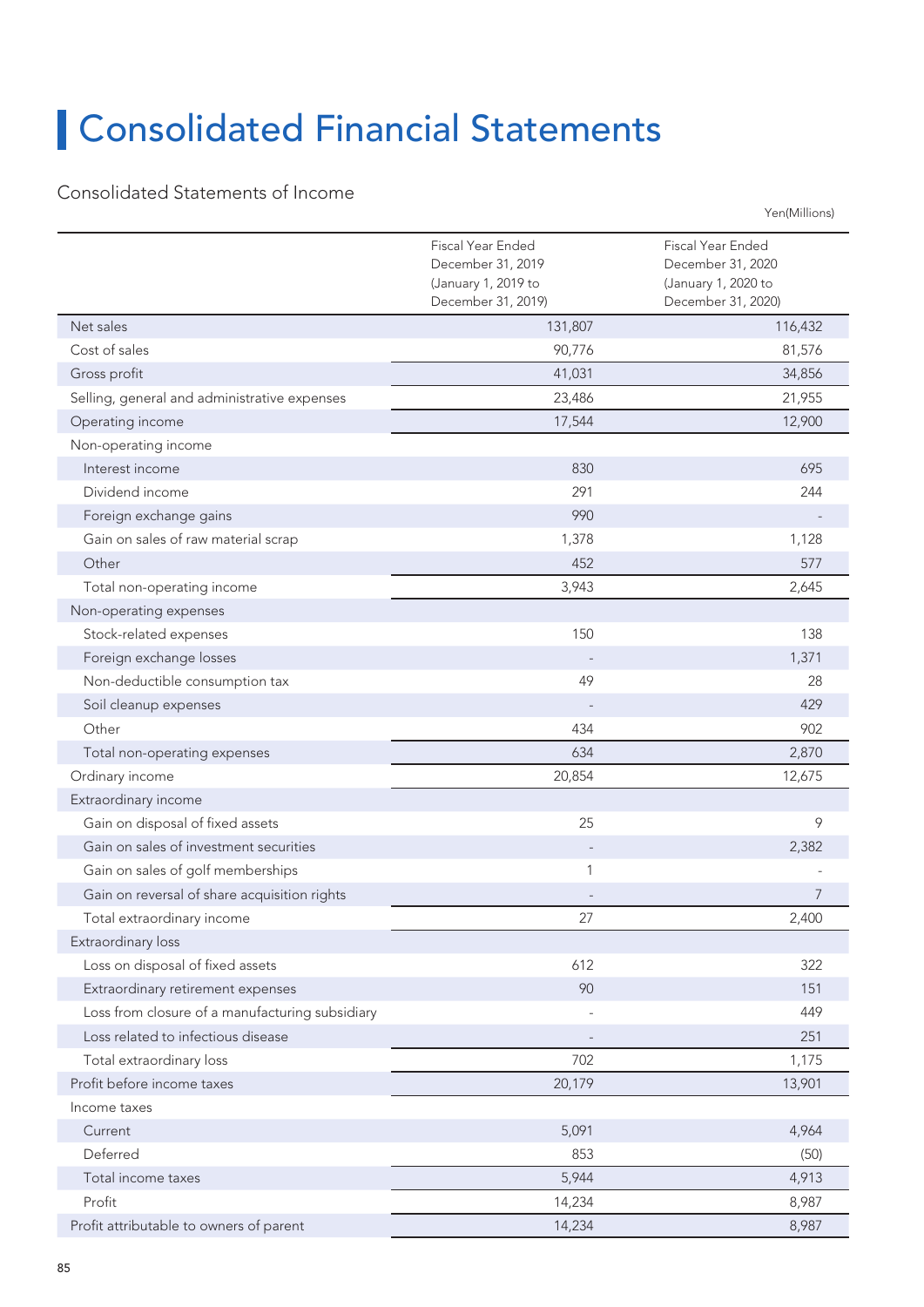# Consolidated Financial Statements

## Consolidated Statements of Income

Yen(Millions)

| | Fiscal Year Ended December 31, 2019 (January 1, 2019 to December 31, 2019) | Fiscal Year Ended December 31, 2020 (January 1, 2020 to December 31, 2020) |
|---|---|---|
| Net sales | 131,807 | 116,432 |
| Cost of sales | 90,776 | 81,576 |
| Gross profit | 41,031 | 34,856 |
| Selling, general and administrative expenses | 23,486 | 21,955 |
| Operating income | 17,544 | 12,900 |
| Non-operating income | | |
| Interest income | 830 | 695 |
| Dividend income | 291 | 244 |
| Foreign exchange gains | 990 | - |
| Gain on sales of raw material scrap | 1,378 | 1,128 |
| Other | 452 | 577 |
| Total non-operating income | 3,943 | 2,645 |
| Non-operating expenses | | |
| Stock-related expenses | 150 | 138 |
| Foreign exchange losses | - | 1,371 |
| Non-deductible consumption tax | 49 | 28 |
| Soil cleanup expenses | - | 429 |
| Other | 434 | 902 |
| Total non-operating expenses | 634 | 2,870 |
| Ordinary income | 20,854 | 12,675 |
| Extraordinary income | | |
| Gain on disposal of fixed assets | 25 | 9 |
| Gain on sales of investment securities | - | 2,382 |
| Gain on sales of golf memberships | 1 | - |
| Gain on reversal of share acquisition rights | - | 7 |
| Total extraordinary income | 27 | 2,400 |
| Extraordinary loss | | |
| Loss on disposal of fixed assets | 612 | 322 |
| Extraordinary retirement expenses | 90 | 151 |
| Loss from closure of a manufacturing subsidiary | - | 449 |
| Loss related to infectious disease | - | 251 |
| Total extraordinary loss | 702 | 1,175 |
| Profit before income taxes | 20,179 | 13,901 |
| Income taxes | | |
| Current | 5,091 | 4,964 |
| Deferred | 853 | (50) |
| Total income taxes | 5,944 | 4,913 |
| Profit | 14,234 | 8,987 |
| Profit attributable to owners of parent | 14,234 | 8,987 |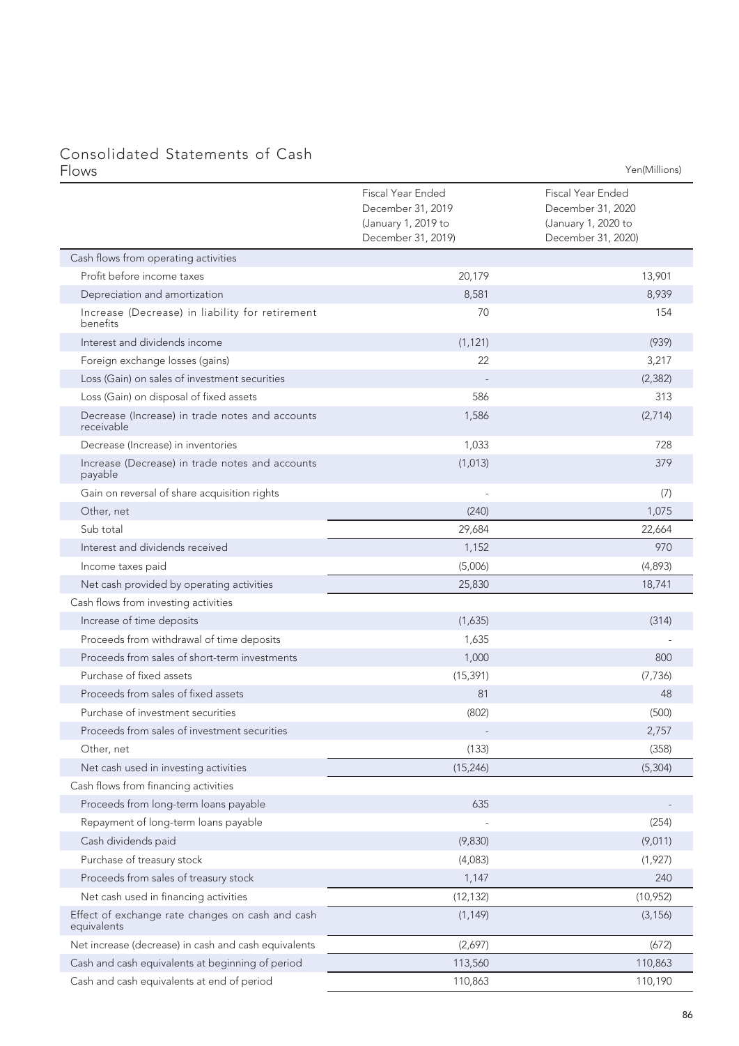# Consolidated Statements of Cash Flows

Yen(Millions)

| | Fiscal Year Ended December 31, 2019 (January 1, 2019 to December 31, 2019) | Fiscal Year Ended December 31, 2020 (January 1, 2020 to December 31, 2020) |
|---|---|---|
| Cash flows from operating activities | | |
| Profit before income taxes | 20,179 | 13,901 |
| Depreciation and amortization | 8,581 | 8,939 |
| Increase (Decrease) in liability for retirement benefits | 70 | 154 |
| Interest and dividends income | (1,121) | (939) |
| Foreign exchange losses (gains) | 22 | 3,217 |
| Loss (Gain) on sales of investment securities | - | (2,382) |
| Loss (Gain) on disposal of fixed assets | 586 | 313 |
| Decrease (Increase) in trade notes and accounts receivable | 1,586 | (2,714) |
| Decrease (Increase) in inventories | 1,033 | 728 |
| Increase (Decrease) in trade notes and accounts payable | (1,013) | 379 |
| Gain on reversal of share acquisition rights | - | (7) |
| Other, net | (240) | 1,075 |
| Sub total | 29,684 | 22,664 |
| Interest and dividends received | 1,152 | 970 |
| Income taxes paid | (5,006) | (4,893) |
| Net cash provided by operating activities | 25,830 | 18,741 |
| Cash flows from investing activities | | |
| Increase of time deposits | (1,635) | (314) |
| Proceeds from withdrawal of time deposits | 1,635 | - |
| Proceeds from sales of short-term investments | 1,000 | 800 |
| Purchase of fixed assets | (15,391) | (7,736) |
| Proceeds from sales of fixed assets | 81 | 48 |
| Purchase of investment securities | (802) | (500) |
| Proceeds from sales of investment securities | - | 2,757 |
| Other, net | (133) | (358) |
| Net cash used in investing activities | (15,246) | (5,304) |
| Cash flows from financing activities | | |
| Proceeds from long-term loans payable | 635 | - |
| Repayment of long-term loans payable | - | (254) |
| Cash dividends paid | (9,830) | (9,011) |
| Purchase of treasury stock | (4,083) | (1,927) |
| Proceeds from sales of treasury stock | 1,147 | 240 |
| Net cash used in financing activities | (12,132) | (10,952) |
| Effect of exchange rate changes on cash and cash equivalents | (1,149) | (3,156) |
| Net increase (decrease) in cash and cash equivalents | (2,697) | (672) |
| Cash and cash equivalents at beginning of period | 113,560 | 110,863 |
| Cash and cash equivalents at end of period | 110,863 | 110,190 |